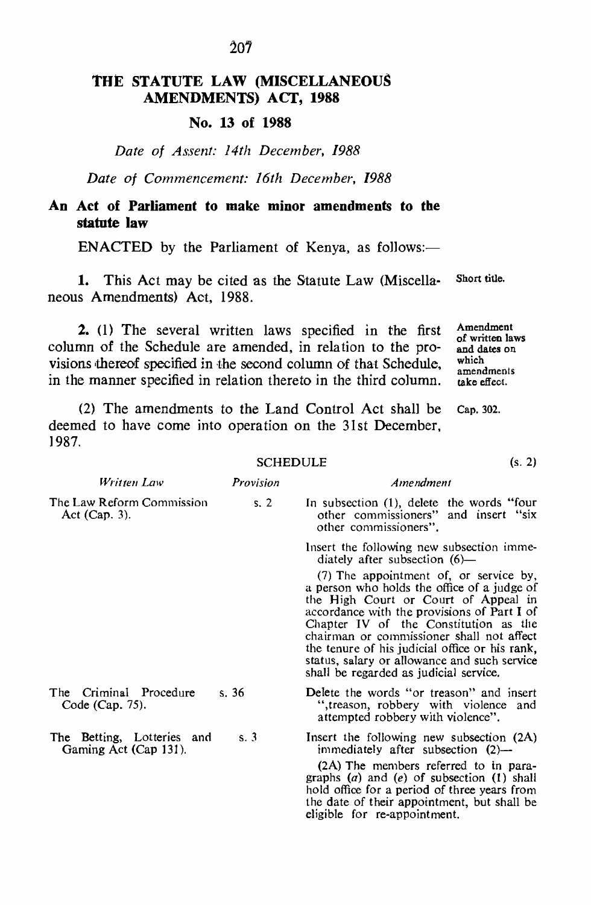# THE STATUTE LAW (MISCELLANEOUS AMENDMENTS) ACT, 1988

## No. 13 of 1988

*Date of Assent: 14th December, 1988*

*Date of Commencement: 16th December, 1988*

**An Act of Parliament to make minor amendments to the statute law**

ENACTED by the Parliament of Kenya, as follows:—

**1.** This Act may be cited as the Statute Law (Miscellaneous Amendments) Act, 1988. *(Short title.)*

**2.** (1) The several written laws specified in the first column of the Schedule are amended, in relation to the provisions thereof specified in the second column of that Schedule, in the manner specified in relation thereto in the third column. *(Amendment of written laws and dates on which amendments take effect.)*

(2) The amendments to the Land Control Act shall be deemed to have come into operation on the 31st December, 1987. *(Cap. 302.)*

SCHEDULE (s. 2)

| *Written Law* | *Provision* | *Amendment* |
|---|---|---|
| The Law Reform Commission Act (Cap. 3). | s. 2 | In subsection (1), delete the words "four other commissioners" and insert "six other commissioners". |
| | | Insert the following new subsection immediately after subsection (6)— |
| | | (7) The appointment of, or service by, a person who holds the office of a judge of the High Court or Court of Appeal in accordance with the provisions of Part I of Chapter IV of the Constitution as the chairman or commissioner shall not affect the tenure of his judicial office or his rank, status, salary or allowance and such service shall be regarded as judicial service. |
| The Criminal Procedure Code (Cap. 75). | s. 36 | Delete the words "or treason" and insert ",treason, robbery with violence and attempted robbery with violence". |
| The Betting, Lotteries and Gaming Act (Cap 131). | s. 3 | Insert the following new subsection (2A) immediately after subsection (2)— |
| | | (2A) The members referred to in paragraphs (*a*) and (*e*) of subsection (1) shall hold office for a period of three years from the date of their appointment, but shall be eligible for re-appointment. |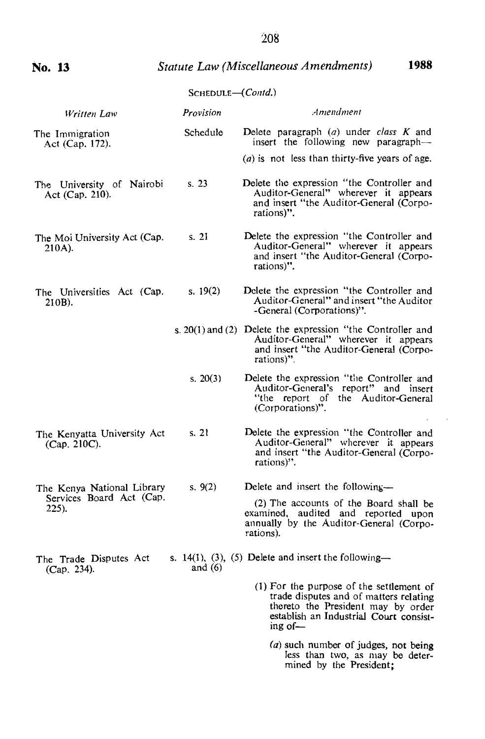No. 13 *Statute Law (Miscellaneous Amendments)* 1988

SCHEDULE—(*Contd.*)

| *Written Law* | *Provision* | *Amendment* |
|---|---|---|
| The Immigration Act (Cap. 172). | Schedule | Delete paragraph (*a*) under *class K* and insert the following new paragraph—<br>(*a*) is not less than thirty-five years of age. |
| The University of Nairobi Act (Cap. 210). | s. 23 | Delete the expression "the Controller and Auditor-General" wherever it appears and insert "the Auditor-General (Corporations)". |
| The Moi University Act (Cap. 210A). | s. 21 | Delete the expression "the Controller and Auditor-General" wherever it appears and insert "the Auditor-General (Corporations)". |
| The Universities Act (Cap. 210B). | s. 19(2) | Delete the expression "the Controller and Auditor-General" and insert "the Auditor-General (Corporations)". |
| | s. 20(1) and (2) | Delete the expression "the Controller and Auditor-General" wherever it appears and insert "the Auditor-General (Corporations)". |
| | s. 20(3) | Delete the expression "the Controller and Auditor-General's report" and insert "the report of the Auditor-General (Corporations)". |
| The Kenyatta University Act (Cap. 210C). | s. 21 | Delete the expression "the Controller and Auditor-General" wherever it appears and insert "the Auditor-General (Corporations)". |
| The Kenya National Library Services Board Act (Cap. 225). | s. 9(2) | Delete and insert the following—<br>(2) The accounts of the Board shall be examined, audited and reported upon annually by the Auditor-General (Corporations). |
| The Trade Disputes Act (Cap. 234). | s. 14(1), (3), (5) and (6) | Delete and insert the following—<br>(1) For the purpose of the settlement of trade disputes and of matters relating thereto the President may by order establish an Industrial Court consisting of—<br>(*a*) such number of judges, not being less than two, as may be determined by the President; |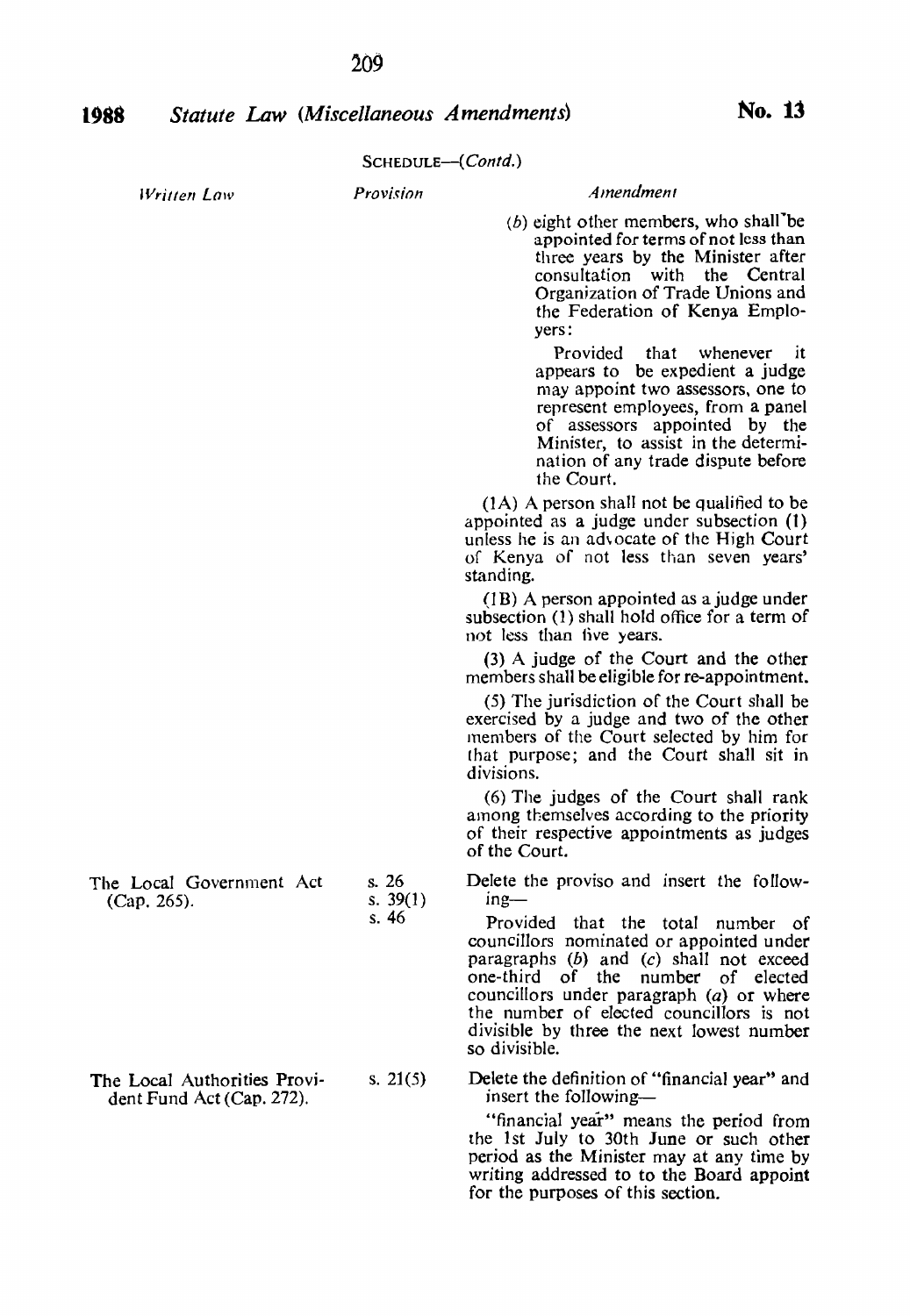SCHEDULE—(*Contd.*)

| *Written Law* | *Provision* | *Amendment* |
|---|---|---|
| | | (*b*) eight other members, who shall be appointed for terms of not less than three years by the Minister after consultation with the Central Organization of Trade Unions and the Federation of Kenya Employers:<br><br>Provided that whenever it appears to be expedient a judge may appoint two assessors, one to represent employees, from a panel of assessors appointed by the Minister, to assist in the determination of any trade dispute before the Court.<br><br>(1A) A person shall not be qualified to be appointed as a judge under subsection (1) unless he is an advocate of the High Court of Kenya of not less than seven years' standing.<br><br>(1B) A person appointed as a judge under subsection (1) shall hold office for a term of not less than five years.<br><br>(3) A judge of the Court and the other members shall be eligible for re-appointment.<br><br>(5) The jurisdiction of the Court shall be exercised by a judge and two of the other members of the Court selected by him for that purpose; and the Court shall sit in divisions.<br><br>(6) The judges of the Court shall rank among themselves according to the priority of their respective appointments as judges of the Court. |
| The Local Government Act (Cap. 265). | s. 26<br>s. 39(1)<br>s. 46 | Delete the proviso and insert the following—<br><br>Provided that the total number of councillors nominated or appointed under paragraphs (*b*) and (*c*) shall not exceed one-third of the number of elected councillors under paragraph (*a*) or where the number of elected councillors is not divisible by three the next lowest number so divisible. |
| The Local Authorities Provident Fund Act (Cap. 272). | s. 21(5) | Delete the definition of "financial year" and insert the following—<br><br>"financial year" means the period from the 1st July to 30th June or such other period as the Minister may at any time by writing addressed to to the Board appoint for the purposes of this section. |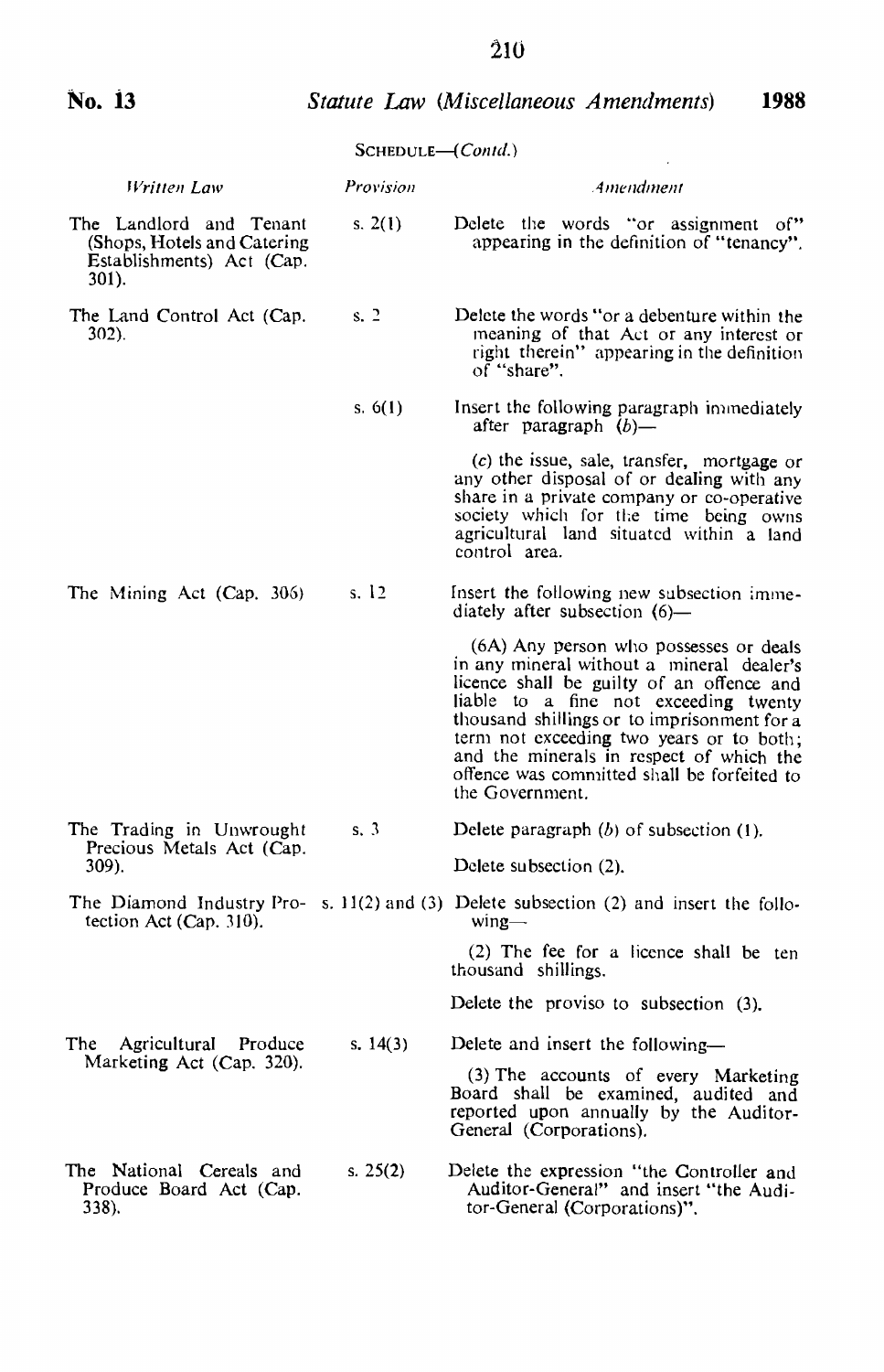SCHEDULE—(*Contd.*)

| *Written Law* | *Provision* | *Amendment* |
|---|---|---|
| The Landlord and Tenant (Shops, Hotels and Catering Establishments) Act (Cap. 301). | s. 2(1) | Delete the words "or assignment of" appearing in the definition of "tenancy". |
| The Land Control Act (Cap. 302). | s. 2 | Delete the words "or a debenture within the meaning of that Act or any interest or right therein" appearing in the definition of "share". |
| | s. 6(1) | Insert the following paragraph immediately after paragraph (*b*)— <br><br> (*c*) the issue, sale, transfer, mortgage or any other disposal of or dealing with any share in a private company or co-operative society which for the time being owns agricultural land situated within a land control area. |
| The Mining Act (Cap. 306) | s. 12 | Insert the following new subsection immediately after subsection (6)— <br><br> (6A) Any person who possesses or deals in any mineral without a mineral dealer's licence shall be guilty of an offence and liable to a fine not exceeding twenty thousand shillings or to imprisonment for a term not exceeding two years or to both; and the minerals in respect of which the offence was committed shall be forfeited to the Government. |
| The Trading in Unwrought Precious Metals Act (Cap. 309). | s. 3 | Delete paragraph (*b*) of subsection (1). <br><br> Delete subsection (2). |
| The Diamond Industry Protection Act (Cap. 310). | s. 11(2) and (3) | Delete subsection (2) and insert the following— <br><br> (2) The fee for a licence shall be ten thousand shillings. <br><br> Delete the proviso to subsection (3). |
| The Agricultural Produce Marketing Act (Cap. 320). | s. 14(3) | Delete and insert the following— <br><br> (3) The accounts of every Marketing Board shall be examined, audited and reported upon annually by the Auditor-General (Corporations). |
| The National Cereals and Produce Board Act (Cap. 338). | s. 25(2) | Delete the expression "the Controller and Auditor-General" and insert "the Auditor-General (Corporations)". |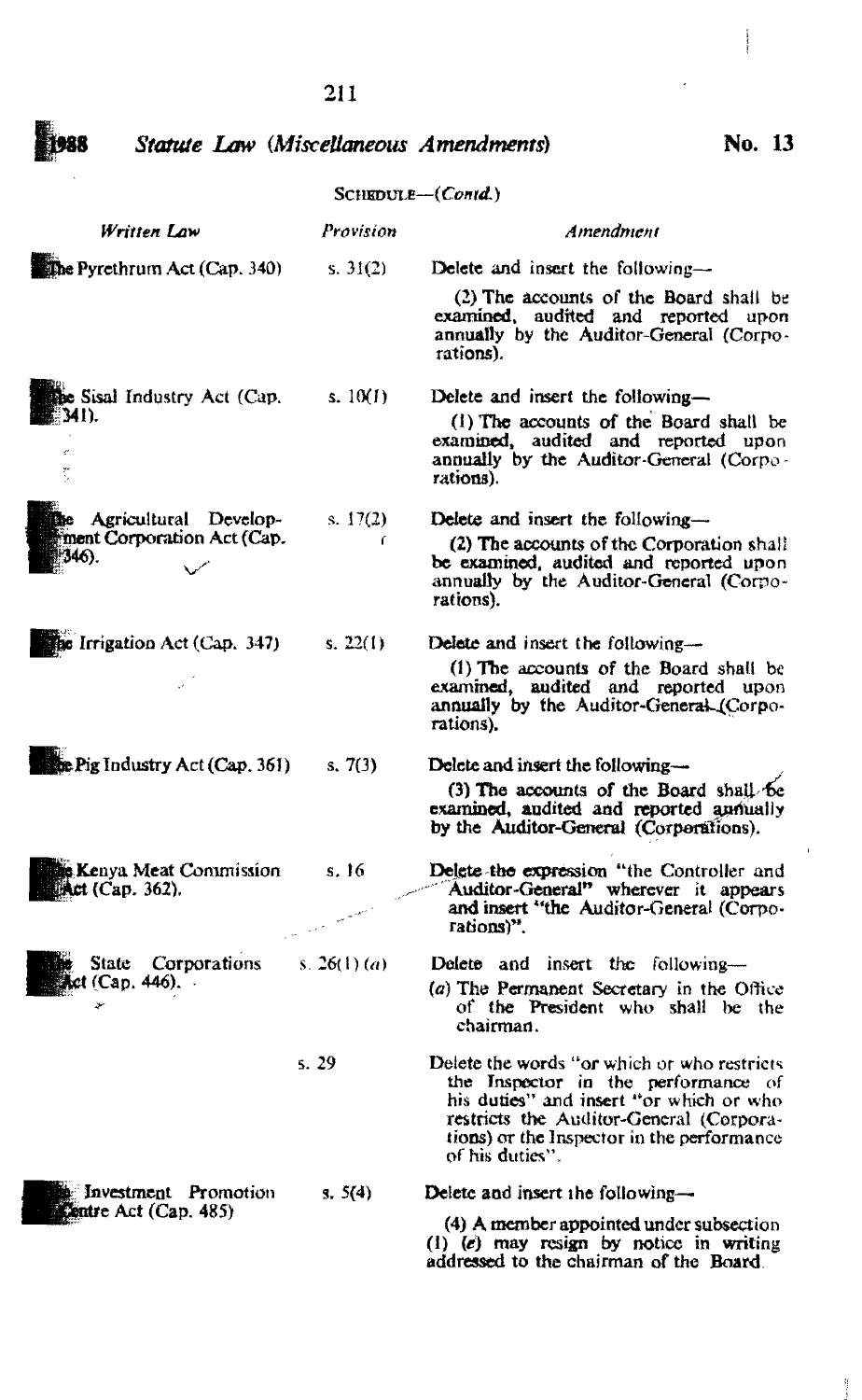SCHEDULE—(*Contd.*)

| *Written Law* | *Provision* | *Amendment* |
|---|---|---|
| The Pyrethrum Act (Cap. 340) | s. 31(2) | Delete and insert the following— (2) The accounts of the Board shall be examined, audited and reported upon annually by the Auditor-General (Corporations). |
| The Sisal Industry Act (Cap. 341). | s. 10(1) | Delete and insert the following— (1) The accounts of the Board shall be examined, audited and reported upon annually by the Auditor-General (Corporations). |
| The Agricultural Development Corporation Act (Cap. 346). | s. 17(2) | Delete and insert the following— (2) The accounts of the Corporation shall be examined, audited and reported upon annually by the Auditor-General (Corporations). |
| The Irrigation Act (Cap. 347) | s. 22(1) | Delete and insert the following— (1) The accounts of the Board shall be examined, audited and reported upon annually by the Auditor-General (Corporations). |
| The Pig Industry Act (Cap. 361) | s. 7(3) | Delete and insert the following— (3) The accounts of the Board shall be examined, audited and reported annually by the Auditor-General (Corporations). |
| The Kenya Meat Commission Act (Cap. 362). | s. 16 | Delete the expression "the Controller and Auditor-General" wherever it appears and insert "the Auditor-General (Corporations)". |
| The State Corporations Act (Cap. 446). | s. 26(1)(*a*) | Delete and insert the following— (*a*) The Permanent Secretary in the Office of the President who shall be the chairman. |
| | s. 29 | Delete the words "or which or who restricts the Inspector in the performance of his duties" and insert "or which or who restricts the Auditor-General (Corporations) or the Inspector in the performance of his duties". |
| The Investment Promotion Centre Act (Cap. 485) | s. 5(4) | Delete and insert the following— (4) A member appointed under subsection (1) (*e*) may resign by notice in writing addressed to the chairman of the Board. |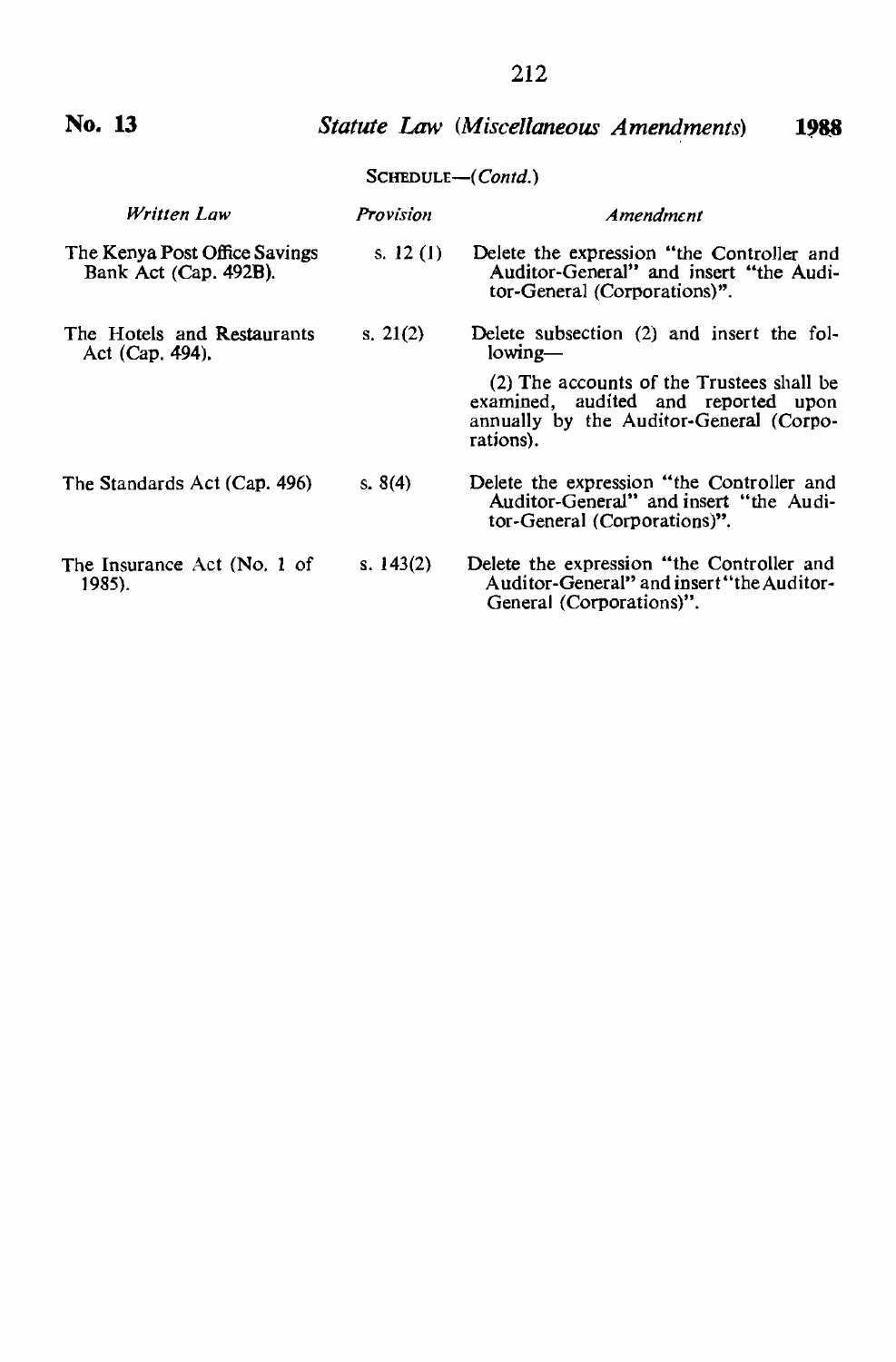SCHEDULE—(*Contd.*)

| *Written Law* | *Provision* | *Amendment* |
| --- | --- | --- |
| The Kenya Post Office Savings Bank Act (Cap. 492B). | s. 12 (1) | Delete the expression "the Controller and Auditor-General" and insert "the Auditor-General (Corporations)". |
| The Hotels and Restaurants Act (Cap. 494). | s. 21(2) | Delete subsection (2) and insert the following— (2) The accounts of the Trustees shall be examined, audited and reported upon annually by the Auditor-General (Corporations). |
| The Standards Act (Cap. 496) | s. 8(4) | Delete the expression "the Controller and Auditor-General" and insert "the Auditor-General (Corporations)". |
| The Insurance Act (No. 1 of 1985). | s. 143(2) | Delete the expression "the Controller and Auditor-General" and insert "the Auditor-General (Corporations)". |